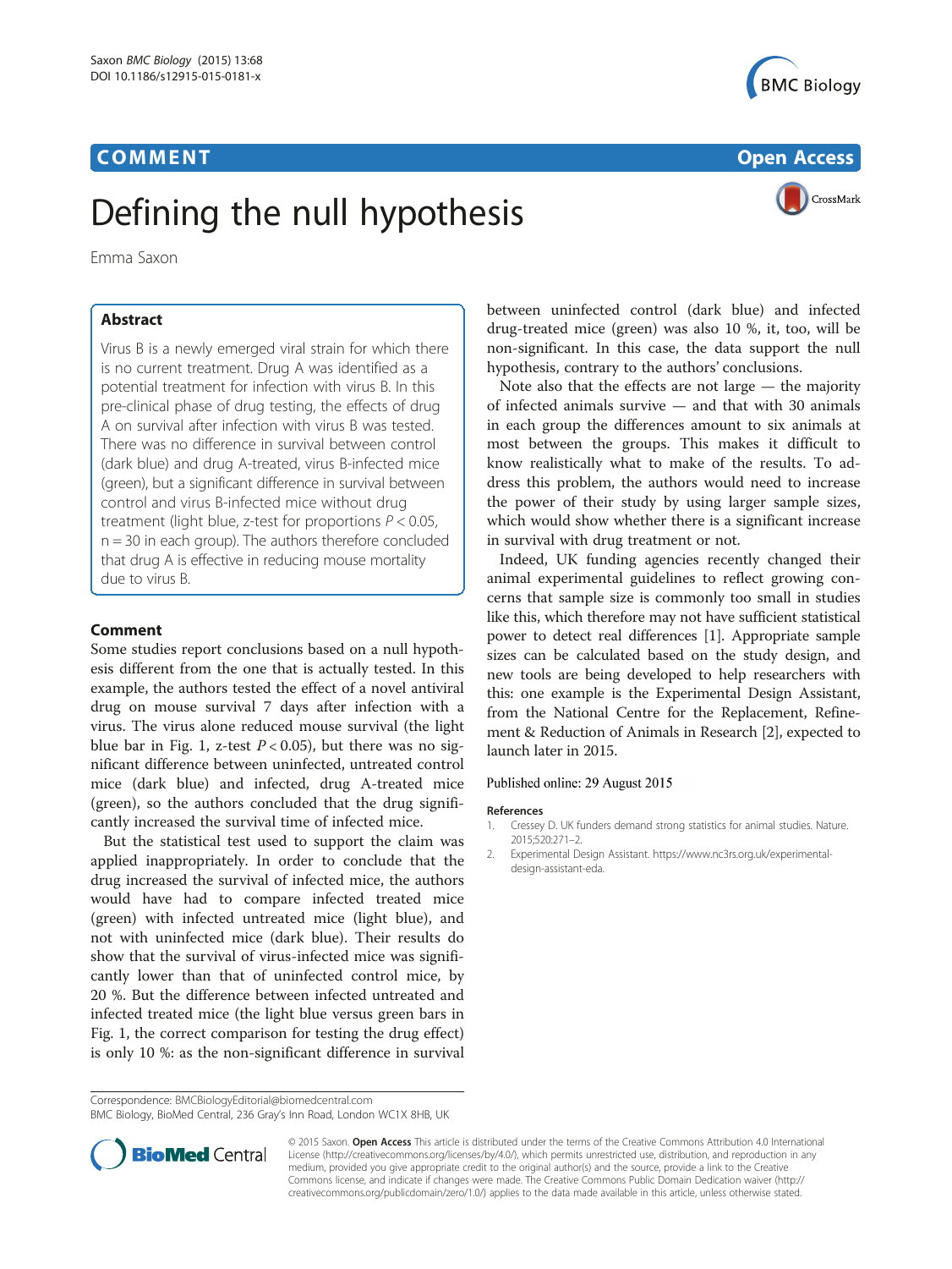COMMENT

Open Access

# Defining the null hypothesis

Emma Saxon

## Abstract

Virus B is a newly emerged viral strain for which there is no current treatment. Drug A was identified as a potential treatment for infection with virus B. In this pre-clinical phase of drug testing, the effects of drug A on survival after infection with virus B was tested. There was no difference in survival between control (dark blue) and drug A-treated, virus B-infected mice (green), but a significant difference in survival between control and virus B-infected mice without drug treatment (light blue, z-test for proportions $P < 0.05$, n = 30 in each group). The authors therefore concluded that drug A is effective in reducing mouse mortality due to virus B.

## Comment

Some studies report conclusions based on a null hypothesis different from the one that is actually tested. In this example, the authors tested the effect of a novel antiviral drug on mouse survival 7 days after infection with a virus. The virus alone reduced mouse survival (the light blue bar in Fig. 1, z-test $P < 0.05$), but there was no significant difference between uninfected, untreated control mice (dark blue) and infected, drug A-treated mice (green), so the authors concluded that the drug significantly increased the survival time of infected mice.

But the statistical test used to support the claim was applied inappropriately. In order to conclude that the drug increased the survival of infected mice, the authors would have had to compare infected treated mice (green) with infected untreated mice (light blue), and not with uninfected mice (dark blue). Their results do show that the survival of virus-infected mice was significantly lower than that of uninfected control mice, by 20 %. But the difference between infected untreated and infected treated mice (the light blue versus green bars in Fig. 1, the correct comparison for testing the drug effect) is only 10 %: as the non-significant difference in survival between uninfected control (dark blue) and infected drug-treated mice (green) was also 10 %, it, too, will be non-significant. In this case, the data support the null hypothesis, contrary to the authors' conclusions.

Note also that the effects are not large — the majority of infected animals survive — and that with 30 animals in each group the differences amount to six animals at most between the groups. This makes it difficult to know realistically what to make of the results. To address this problem, the authors would need to increase the power of their study by using larger sample sizes, which would show whether there is a significant increase in survival with drug treatment or not.

Indeed, UK funding agencies recently changed their animal experimental guidelines to reflect growing concerns that sample size is commonly too small in studies like this, which therefore may not have sufficient statistical power to detect real differences [1]. Appropriate sample sizes can be calculated based on the study design, and new tools are being developed to help researchers with this: one example is the Experimental Design Assistant, from the National Centre for the Replacement, Refinement & Reduction of Animals in Research [2], expected to launch later in 2015.

Published online: 29 August 2015

### References

1. Cressey D. UK funders demand strong statistics for animal studies. Nature. 2015;520:271–2.
2. Experimental Design Assistant. https://www.nc3rs.org.uk/experimental-design-assistant-eda.

Correspondence: BMCBiologyEditorial@biomedcentral.com
BMC Biology, BioMed Central, 236 Gray's Inn Road, London WC1X 8HB, UK

© 2015 Saxon. **Open Access** This article is distributed under the terms of the Creative Commons Attribution 4.0 International License (http://creativecommons.org/licenses/by/4.0/), which permits unrestricted use, distribution, and reproduction in any medium, provided you give appropriate credit to the original author(s) and the source, provide a link to the Creative Commons license, and indicate if changes were made. The Creative Commons Public Domain Dedication waiver (http://creativecommons.org/publicdomain/zero/1.0/) applies to the data made available in this article, unless otherwise stated.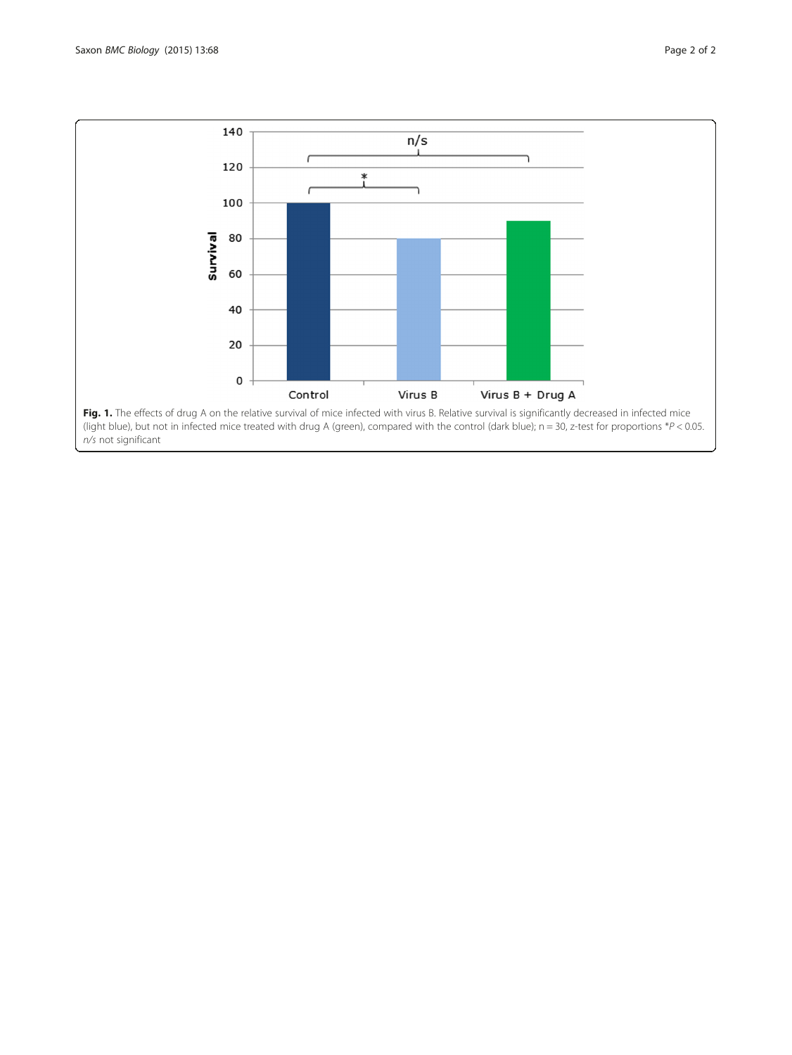140

120

100

80

60

40

20

0

Survival

n/s

*

Control

Virus B

Virus B + Drug A

**Fig. 1.** The effects of drug A on the relative survival of mice infected with virus B. Relative survival is significantly decreased in infected mice (light blue), but not in infected mice treated with drug A (green), compared with the control (dark blue); n = 30, z-test for proportions $^*P < 0.05$. *n/s* not significant